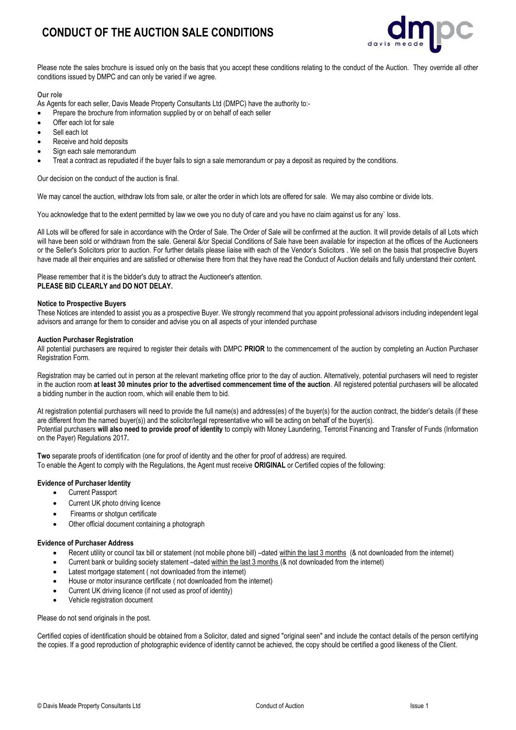# CONDUCT OF THE AUCTION SALE CONDITIONS

Please note the sales brochure is issued only on the basis that you accept these conditions relating to the conduct of the Auction. They override all other conditions issued by DMPC and can only be varied if we agree.

**Our role**

As Agents for each seller, Davis Meade Property Consultants Ltd (DMPC) have the authority to:-

- Prepare the brochure from information supplied by or on behalf of each seller
- Offer each lot for sale
- Sell each lot
- Receive and hold deposits
- Sign each sale memorandum
- Treat a contract as repudiated if the buyer fails to sign a sale memorandum or pay a deposit as required by the conditions.

Our decision on the conduct of the auction is final.

We may cancel the auction, withdraw lots from sale, or alter the order in which lots are offered for sale. We may also combine or divide lots.

You acknowledge that to the extent permitted by law we owe you no duty of care and you have no claim against us for any` loss.

All Lots will be offered for sale in accordance with the Order of Sale. The Order of Sale will be confirmed at the auction. It will provide details of all Lots which will have been sold or withdrawn from the sale. General &/or Special Conditions of Sale have been available for inspection at the offices of the Auctioneers or the Seller's Solicitors prior to auction. For further details please liaise with each of the Vendor's Solicitors . We sell on the basis that prospective Buyers have made all their enquiries and are satisfied or otherwise there from that they have read the Conduct of Auction details and fully understand their content.

Please remember that it is the bidder's duty to attract the Auctioneer's attention.
**PLEASE BID CLEARLY and DO NOT DELAY.**

**Notice to Prospective Buyers**

These Notices are intended to assist you as a prospective Buyer. We strongly recommend that you appoint professional advisors including independent legal advisors and arrange for them to consider and advise you on all aspects of your intended purchase

**Auction Purchaser Registration**

All potential purchasers are required to register their details with DMPC **PRIOR** to the commencement of the auction by completing an Auction Purchaser Registration Form.

Registration may be carried out in person at the relevant marketing office prior to the day of auction. Alternatively, potential purchasers will need to register in the auction room **at least 30 minutes prior to the advertised commencement time of the auction**. All registered potential purchasers will be allocated a bidding number in the auction room, which will enable them to bid.

At registration potential purchasers will need to provide the full name(s) and address(es) of the buyer(s) for the auction contract, the bidder's details (if these are different from the named buyer(s)) and the solicitor/legal representative who will be acting on behalf of the buyer(s).
Potential purchasers **will also need to provide proof of identity** to comply with Money Laundering, Terrorist Financing and Transfer of Funds (Information on the Payer) Regulations 2017**.**

**Two** separate proofs of identification (one for proof of identity and the other for proof of address) are required.
To enable the Agent to comply with the Regulations, the Agent must receive **ORIGINAL** or Certified copies of the following:

**Evidence of Purchaser Identity**

- Current Passport
- Current UK photo driving licence
- Firearms or shotgun certificate
- Other official document containing a photograph

**Evidence of Purchaser Address**

- Recent utility or council tax bill or statement (not mobile phone bill) –dated within the last 3 months (& not downloaded from the internet)
- Current bank or building society statement –dated within the last 3 months (& not downloaded from the internet)
- Latest mortgage statement ( not downloaded from the internet)
- House or motor insurance certificate ( not downloaded from the internet)
- Current UK driving licence (if not used as proof of identity)
- Vehicle registration document

Please do not send originals in the post.

Certified copies of identification should be obtained from a Solicitor, dated and signed "original seen" and include the contact details of the person certifying the copies. If a good reproduction of photographic evidence of identity cannot be achieved, the copy should be certified a good likeness of the Client.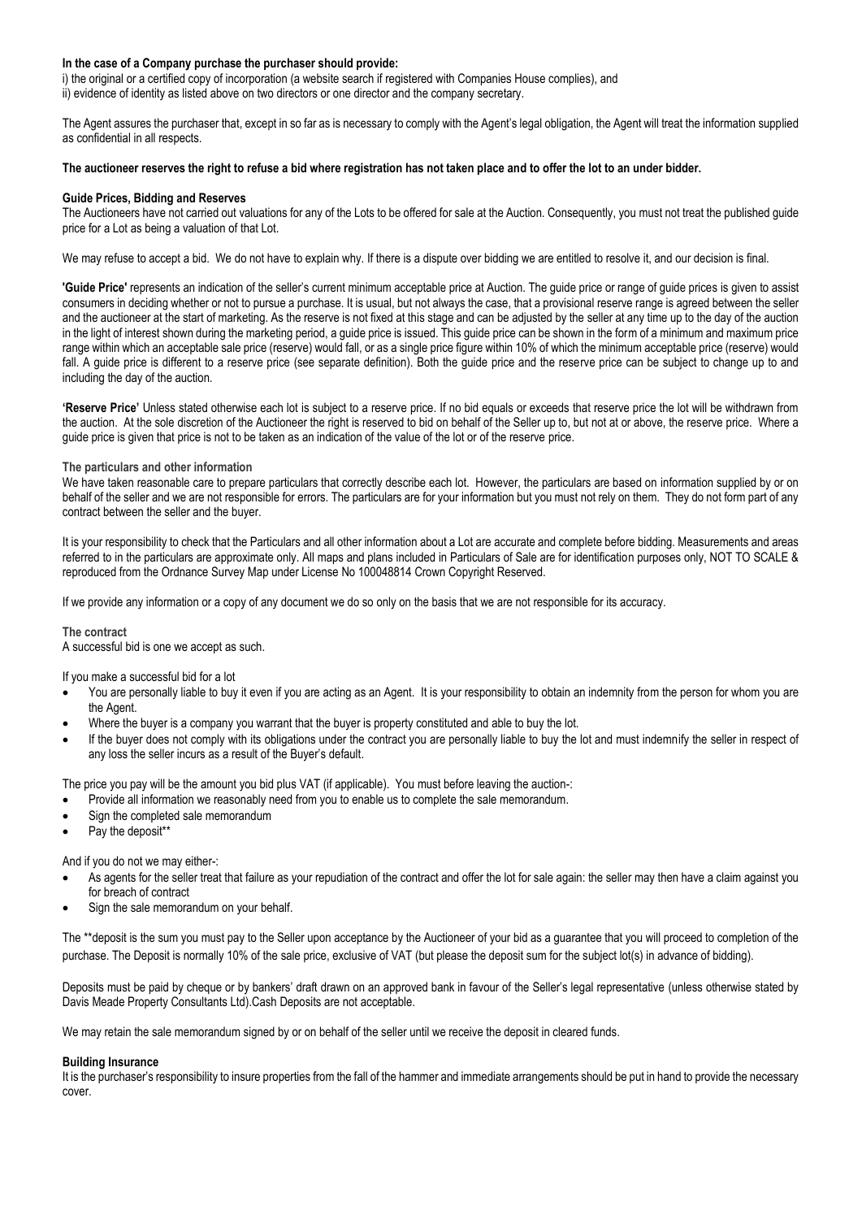**In the case of a Company purchase the purchaser should provide:**

i) the original or a certified copy of incorporation (a website search if registered with Companies House complies), and
ii) evidence of identity as listed above on two directors or one director and the company secretary.

The Agent assures the purchaser that, except in so far as is necessary to comply with the Agent's legal obligation, the Agent will treat the information supplied as confidential in all respects.

**The auctioneer reserves the right to refuse a bid where registration has not taken place and to offer the lot to an under bidder.**

**Guide Prices, Bidding and Reserves**

The Auctioneers have not carried out valuations for any of the Lots to be offered for sale at the Auction. Consequently, you must not treat the published guide price for a Lot as being a valuation of that Lot.

We may refuse to accept a bid. We do not have to explain why. If there is a dispute over bidding we are entitled to resolve it, and our decision is final.

**'Guide Price'** represents an indication of the seller's current minimum acceptable price at Auction. The guide price or range of guide prices is given to assist consumers in deciding whether or not to pursue a purchase. It is usual, but not always the case, that a provisional reserve range is agreed between the seller and the auctioneer at the start of marketing. As the reserve is not fixed at this stage and can be adjusted by the seller at any time up to the day of the auction in the light of interest shown during the marketing period, a guide price is issued. This guide price can be shown in the form of a minimum and maximum price range within which an acceptable sale price (reserve) would fall, or as a single price figure within 10% of which the minimum acceptable price (reserve) would fall. A guide price is different to a reserve price (see separate definition). Both the guide price and the reserve price can be subject to change up to and including the day of the auction.

**'Reserve Price'** Unless stated otherwise each lot is subject to a reserve price. If no bid equals or exceeds that reserve price the lot will be withdrawn from the auction. At the sole discretion of the Auctioneer the right is reserved to bid on behalf of the Seller up to, but not at or above, the reserve price. Where a guide price is given that price is not to be taken as an indication of the value of the lot or of the reserve price.

**The particulars and other information**

We have taken reasonable care to prepare particulars that correctly describe each lot. However, the particulars are based on information supplied by or on behalf of the seller and we are not responsible for errors. The particulars are for your information but you must not rely on them. They do not form part of any contract between the seller and the buyer.

It is your responsibility to check that the Particulars and all other information about a Lot are accurate and complete before bidding. Measurements and areas referred to in the particulars are approximate only. All maps and plans included in Particulars of Sale are for identification purposes only, NOT TO SCALE & reproduced from the Ordnance Survey Map under License No 100048814 Crown Copyright Reserved.

If we provide any information or a copy of any document we do so only on the basis that we are not responsible for its accuracy.

**The contract**

A successful bid is one we accept as such.

If you make a successful bid for a lot

- You are personally liable to buy it even if you are acting as an Agent. It is your responsibility to obtain an indemnity from the person for whom you are the Agent.
- Where the buyer is a company you warrant that the buyer is property constituted and able to buy the lot.
- If the buyer does not comply with its obligations under the contract you are personally liable to buy the lot and must indemnify the seller in respect of any loss the seller incurs as a result of the Buyer's default.

The price you pay will be the amount you bid plus VAT (if applicable). You must before leaving the auction-:

- Provide all information we reasonably need from you to enable us to complete the sale memorandum.
- Sign the completed sale memorandum
- Pay the deposit**

And if you do not we may either-:

- As agents for the seller treat that failure as your repudiation of the contract and offer the lot for sale again: the seller may then have a claim against you for breach of contract
- Sign the sale memorandum on your behalf.

The **deposit is the sum you must pay to the Seller upon acceptance by the Auctioneer of your bid as a guarantee that you will proceed to completion of the purchase. The Deposit is normally 10% of the sale price, exclusive of VAT (but please the deposit sum for the subject lot(s) in advance of bidding).

Deposits must be paid by cheque or by bankers' draft drawn on an approved bank in favour of the Seller's legal representative (unless otherwise stated by Davis Meade Property Consultants Ltd).Cash Deposits are not acceptable.

We may retain the sale memorandum signed by or on behalf of the seller until we receive the deposit in cleared funds.

**Building Insurance**

It is the purchaser's responsibility to insure properties from the fall of the hammer and immediate arrangements should be put in hand to provide the necessary cover.